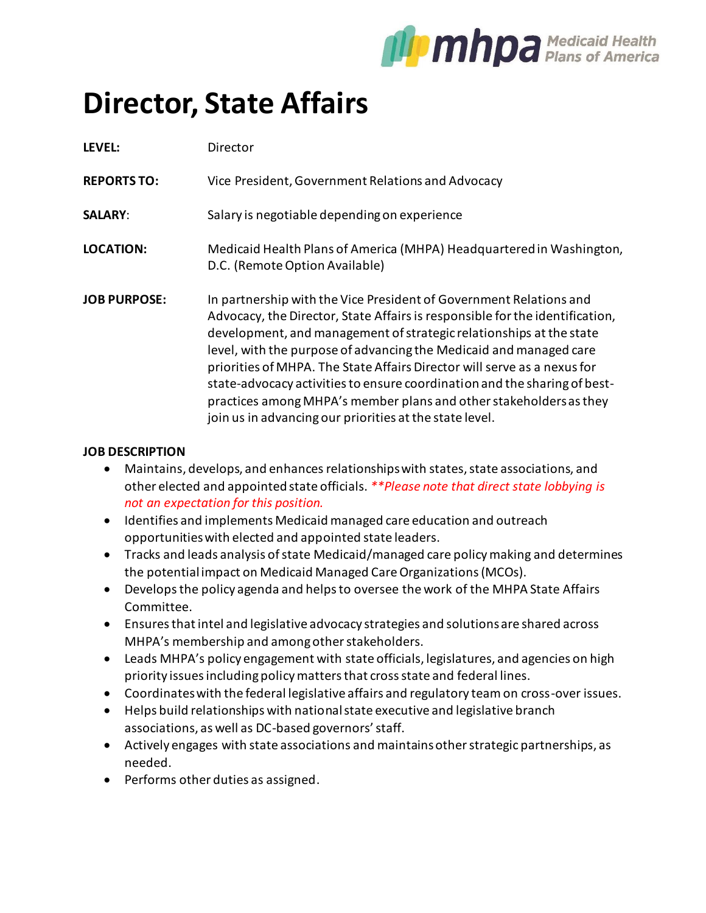mhpa Medicaid Health Plans of America

# Director, State Affairs

**LEVEL:** Director

**REPORTS TO:** Vice President, Government Relations and Advocacy

**SALARY**: Salary is negotiable depending on experience

**LOCATION:** Medicaid Health Plans of America (MHPA) Headquartered in Washington, D.C. (Remote Option Available)

**JOB PURPOSE:** In partnership with the Vice President of Government Relations and Advocacy, the Director, State Affairs is responsible for the identification, development, and management of strategic relationships at the state level, with the purpose of advancing the Medicaid and managed care priorities of MHPA. The State Affairs Director will serve as a nexus for state-advocacy activities to ensure coordination and the sharing of best-practices among MHPA's member plans and other stakeholders as they join us in advancing our priorities at the state level.

**JOB DESCRIPTION**

- Maintains, develops, and enhances relationships with states, state associations, and other elected and appointed state officials. ***\*Please note that direct state lobbying is not an expectation for this position.***
- Identifies and implements Medicaid managed care education and outreach opportunities with elected and appointed state leaders.
- Tracks and leads analysis of state Medicaid/managed care policy making and determines the potential impact on Medicaid Managed Care Organizations (MCOs).
- Develops the policy agenda and helps to oversee the work of the MHPA State Affairs Committee.
- Ensures that intel and legislative advocacy strategies and solutions are shared across MHPA's membership and among other stakeholders.
- Leads MHPA's policy engagement with state officials, legislatures, and agencies on high priority issues including policy matters that cross state and federal lines.
- Coordinates with the federal legislative affairs and regulatory team on cross-over issues.
- Helps build relationships with national state executive and legislative branch associations, as well as DC-based governors' staff.
- Actively engages with state associations and maintains other strategic partnerships, as needed.
- Performs other duties as assigned.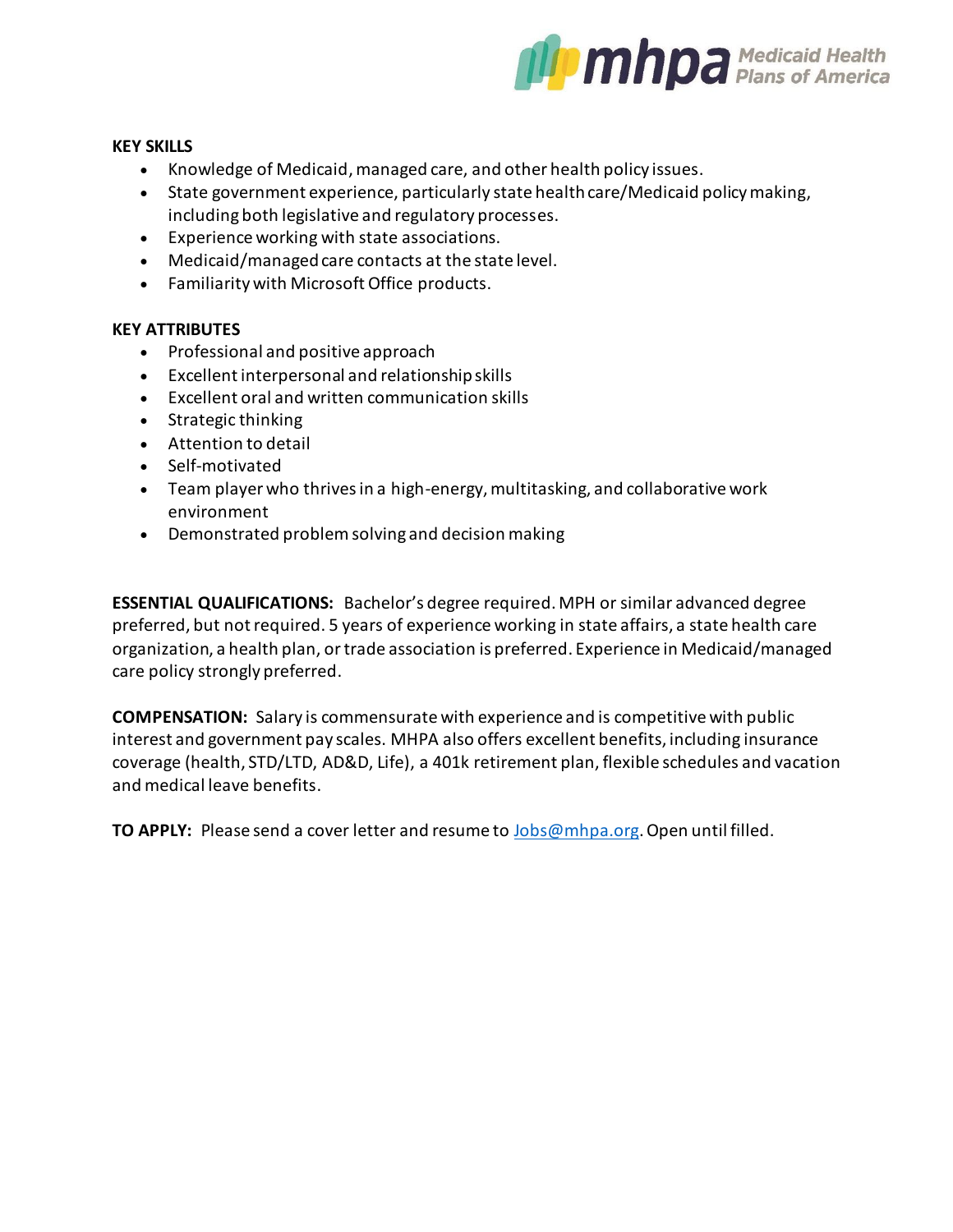**KEY SKILLS**

- Knowledge of Medicaid, managed care, and other health policy issues.
- State government experience, particularly state health care/Medicaid policy making, including both legislative and regulatory processes.
- Experience working with state associations.
- Medicaid/managed care contacts at the state level.
- Familiarity with Microsoft Office products.

**KEY ATTRIBUTES**

- Professional and positive approach
- Excellent interpersonal and relationship skills
- Excellent oral and written communication skills
- Strategic thinking
- Attention to detail
- Self-motivated
- Team player who thrives in a high-energy, multitasking, and collaborative work environment
- Demonstrated problem solving and decision making

**ESSENTIAL QUALIFICATIONS:** Bachelor's degree required. MPH or similar advanced degree preferred, but not required. 5 years of experience working in state affairs, a state health care organization, a health plan, or trade association is preferred. Experience in Medicaid/managed care policy strongly preferred.

**COMPENSATION:** Salary is commensurate with experience and is competitive with public interest and government pay scales. MHPA also offers excellent benefits, including insurance coverage (health, STD/LTD, AD&D, Life), a 401k retirement plan, flexible schedules and vacation and medical leave benefits.

**TO APPLY:** Please send a cover letter and resume to Jobs@mhpa.org. Open until filled.